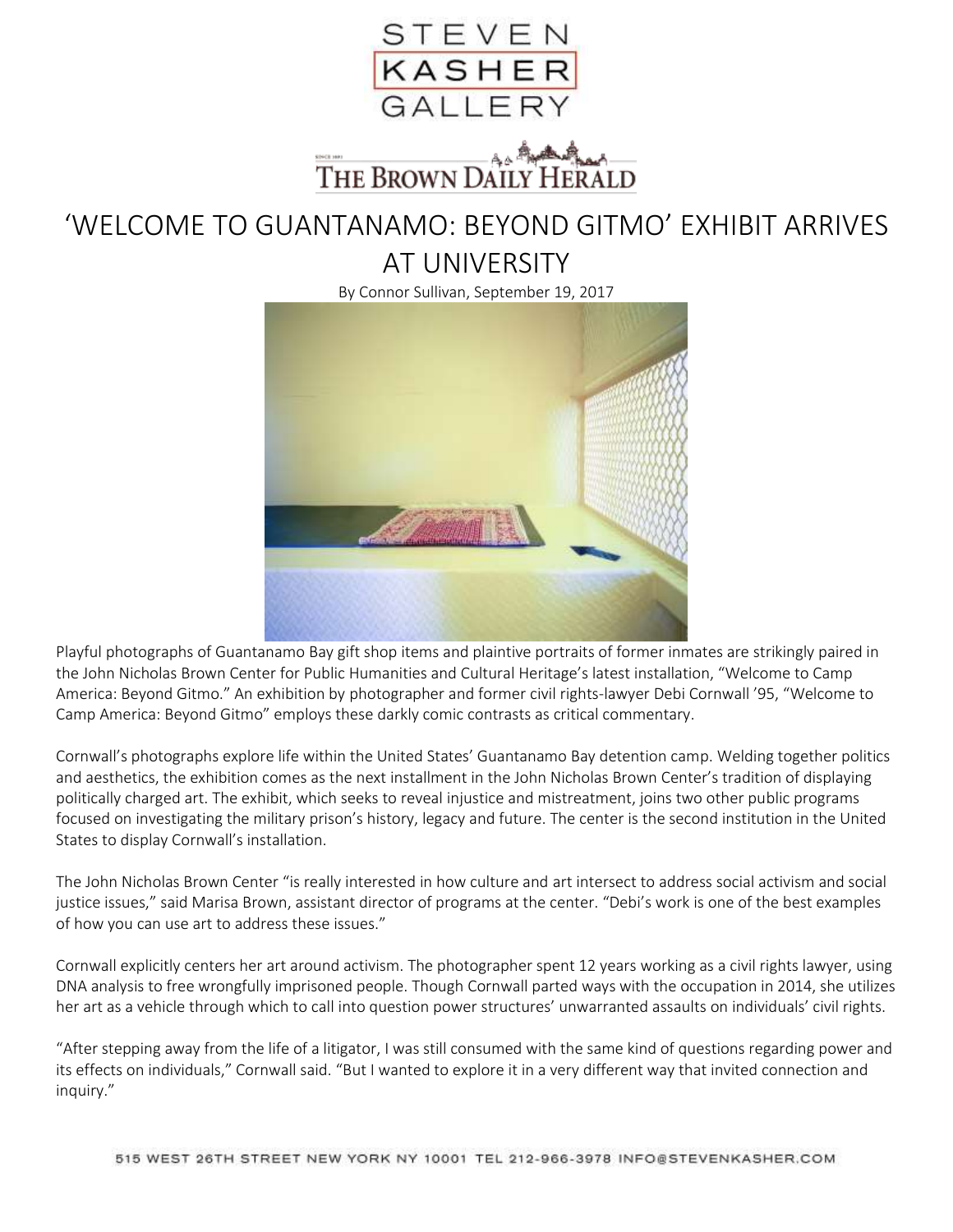STEVEN KASHER GALLERY

THE BROWN DAILY HERALD

# 'WELCOME TO GUANTANAMO: BEYOND GITMO' EXHIBIT ARRIVES AT UNIVERSITY

By Connor Sullivan, September 19, 2017

Playful photographs of Guantanamo Bay gift shop items and plaintive portraits of former inmates are strikingly paired in the John Nicholas Brown Center for Public Humanities and Cultural Heritage's latest installation, "Welcome to Camp America: Beyond Gitmo." An exhibition by photographer and former civil rights-lawyer Debi Cornwall '95, "Welcome to Camp America: Beyond Gitmo" employs these darkly comic contrasts as critical commentary.

Cornwall's photographs explore life within the United States' Guantanamo Bay detention camp. Welding together politics and aesthetics, the exhibition comes as the next installment in the John Nicholas Brown Center's tradition of displaying politically charged art. The exhibit, which seeks to reveal injustice and mistreatment, joins two other public programs focused on investigating the military prison's history, legacy and future. The center is the second institution in the United States to display Cornwall's installation.

The John Nicholas Brown Center "is really interested in how culture and art intersect to address social activism and social justice issues," said Marisa Brown, assistant director of programs at the center. "Debi's work is one of the best examples of how you can use art to address these issues."

Cornwall explicitly centers her art around activism. The photographer spent 12 years working as a civil rights lawyer, using DNA analysis to free wrongfully imprisoned people. Though Cornwall parted ways with the occupation in 2014, she utilizes her art as a vehicle through which to call into question power structures' unwarranted assaults on individuals' civil rights.

"After stepping away from the life of a litigator, I was still consumed with the same kind of questions regarding power and its effects on individuals," Cornwall said. "But I wanted to explore it in a very different way that invited connection and inquiry."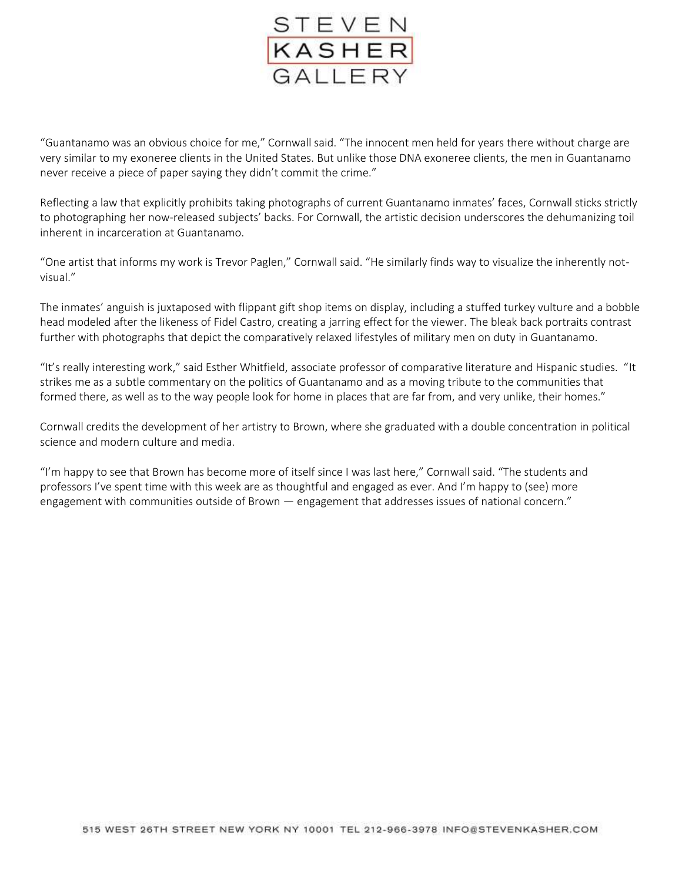"Guantanamo was an obvious choice for me," Cornwall said. "The innocent men held for years there without charge are very similar to my exoneree clients in the United States. But unlike those DNA exoneree clients, the men in Guantanamo never receive a piece of paper saying they didn't commit the crime."

Reflecting a law that explicitly prohibits taking photographs of current Guantanamo inmates' faces, Cornwall sticks strictly to photographing her now-released subjects' backs. For Cornwall, the artistic decision underscores the dehumanizing toil inherent in incarceration at Guantanamo.

"One artist that informs my work is Trevor Paglen," Cornwall said. "He similarly finds way to visualize the inherently not-visual."

The inmates' anguish is juxtaposed with flippant gift shop items on display, including a stuffed turkey vulture and a bobble head modeled after the likeness of Fidel Castro, creating a jarring effect for the viewer. The bleak back portraits contrast further with photographs that depict the comparatively relaxed lifestyles of military men on duty in Guantanamo.

"It's really interesting work," said Esther Whitfield, associate professor of comparative literature and Hispanic studies. "It strikes me as a subtle commentary on the politics of Guantanamo and as a moving tribute to the communities that formed there, as well as to the way people look for home in places that are far from, and very unlike, their homes."

Cornwall credits the development of her artistry to Brown, where she graduated with a double concentration in political science and modern culture and media.

"I'm happy to see that Brown has become more of itself since I was last here," Cornwall said. "The students and professors I've spent time with this week are as thoughtful and engaged as ever. And I'm happy to (see) more engagement with communities outside of Brown — engagement that addresses issues of national concern."